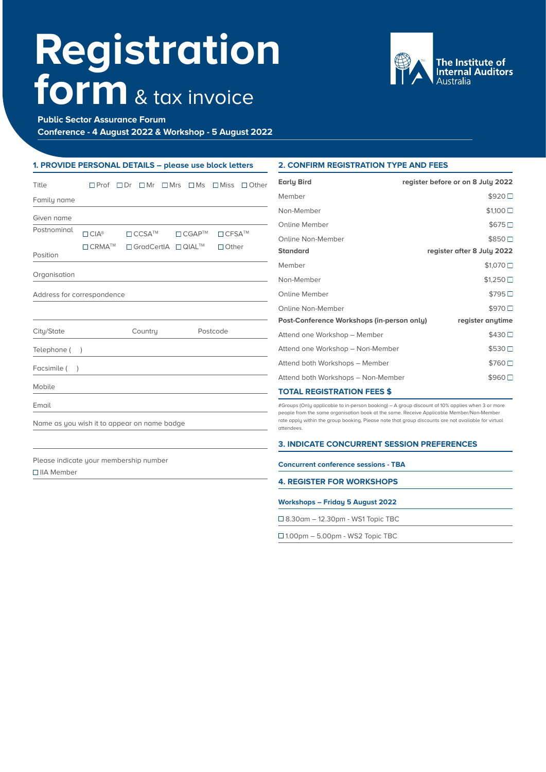# Registration form & tax invoice

The Institute of Internal Auditors Australia

**Public Sector Assurance Forum**
**Conference - 4 August 2022 & Workshop - 5 August 2022**

## 1. PROVIDE PERSONAL DETAILS – please use block letters

Title ☐ Prof ☐ Dr ☐ Mr ☐ Mrs ☐ Ms ☐ Miss ☐ Other

Family name

Given name

Postnominal ☐ CIA® ☐ CCSA™ ☐ CGAP™ ☐ CFSA™ ☐ CRMA™ ☐ GradCertIA ☐ QIAL™ ☐ Other

Position

Organisation

Address for correspondence

City/State Country Postcode

Telephone ( )

Facsimile ( )

Mobile

Email

Name as you wish it to appear on name badge

Please indicate your membership number

☐ IIA Member

## 2. CONFIRM REGISTRATION TYPE AND FEES

| **Early Bird** | **register before or on 8 July 2022** |
|---|---|
| Member | $920 ☐ |
| Non-Member | $1,100 ☐ |
| Online Member | $675 ☐ |
| Online Non-Member | $850 ☐ |
| **Standard** | **register after 8 July 2022** |
| Member | $1,070 ☐ |
| Non-Member | $1,250 ☐ |
| Online Member | $795 ☐ |
| Online Non-Member | $970 ☐ |
| **Post-Conference Workshops (in-person only)** | **register anytime** |
| Attend one Workshop – Member | $430 ☐ |
| Attend one Workshop – Non-Member | $530 ☐ |
| Attend both Workshops – Member | $760 ☐ |
| Attend both Workshops – Non-Member | $960 ☐ |

**TOTAL REGISTRATION FEES $**

#Groups (Only applicable to in-person booking) – A group discount of 10% applies when 3 or more people from the same organisation book at the same. Receive Applicable Member/Non-Member rate apply within the group booking. Please note that group discounts are not available for virtual attendees.

## 3. INDICATE CONCURRENT SESSION PREFERENCES

**Concurrent conference sessions - TBA**

## 4. REGISTER FOR WORKSHOPS

**Workshops – Friday 5 August 2022**

☐ 8.30am – 12.30pm - WS1 Topic TBC

☐ 1.00pm – 5.00pm - WS2 Topic TBC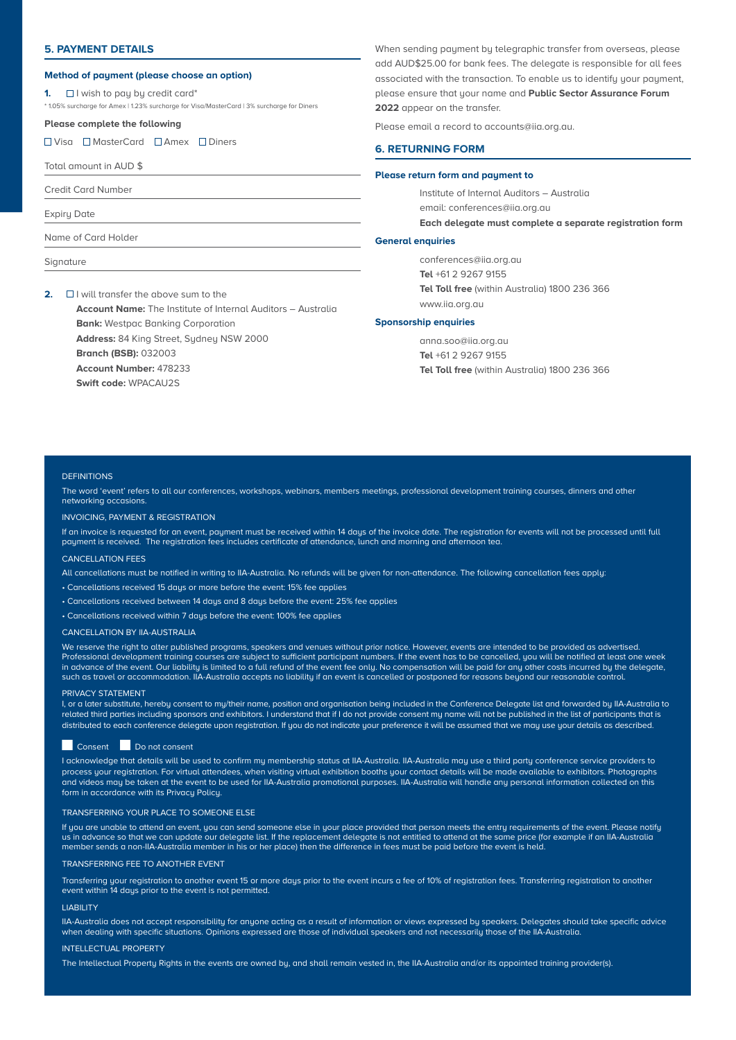## 5. PAYMENT DETAILS

### Method of payment (please choose an option)

**1.** ☐ I wish to pay by credit card*

\* 1.05% surcharge for Amex | 1.23% surcharge for Visa/MasterCard | 3% surcharge for Diners

**Please complete the following**

☐ Visa ☐ MasterCard ☐ Amex ☐ Diners

Total amount in AUD $

Credit Card Number

Expiry Date

Name of Card Holder

Signature

**2.** ☐ I will transfer the above sum to the

**Account Name:** The Institute of Internal Auditors – Australia
**Bank:** Westpac Banking Corporation
**Address:** 84 King Street, Sydney NSW 2000
**Branch (BSB):** 032003
**Account Number:** 478233
**Swift code:** WPACAU2S

When sending payment by telegraphic transfer from overseas, please add AUD$25.00 for bank fees. The delegate is responsible for all fees associated with the transaction. To enable us to identify your payment, please ensure that your name and **Public Sector Assurance Forum 2022** appear on the transfer.

Please email a record to accounts@iia.org.au.

## 6. RETURNING FORM

### Please return form and payment to

Institute of Internal Auditors – Australia
email: conferences@iia.org.au
**Each delegate must complete a separate registration form**

### General enquiries

conferences@iia.org.au
**Tel** +61 2 9267 9155
**Tel Toll free** (within Australia) 1800 236 366
www.iia.org.au

### Sponsorship enquiries

anna.soo@iia.org.au
**Tel** +61 2 9267 9155
**Tel Toll free** (within Australia) 1800 236 366

DEFINITIONS

The word 'event' refers to all our conferences, workshops, webinars, members meetings, professional development training courses, dinners and other networking occasions.

INVOICING, PAYMENT & REGISTRATION

If an invoice is requested for an event, payment must be received within 14 days of the invoice date. The registration for events will not be processed until full payment is received. The registration fees includes certificate of attendance, lunch and morning and afternoon tea.

CANCELLATION FEES

All cancellations must be notified in writing to IIA-Australia. No refunds will be given for non-attendance. The following cancellation fees apply:

- Cancellations received 15 days or more before the event: 15% fee applies
- Cancellations received between 14 days and 8 days before the event: 25% fee applies
- Cancellations received within 7 days before the event: 100% fee applies

CANCELLATION BY IIA-AUSTRALIA

We reserve the right to alter published programs, speakers and venues without prior notice. However, events are intended to be provided as advertised. Professional development training courses are subject to sufficient participant numbers. If the event has to be cancelled, you will be notified at least one week in advance of the event. Our liability is limited to a full refund of the event fee only. No compensation will be paid for any other costs incurred by the delegate, such as travel or accommodation. IIA-Australia accepts no liability if an event is cancelled or postponed for reasons beyond our reasonable control.

PRIVACY STATEMENT

I, or a later substitute, hereby consent to my/their name, position and organisation being included in the Conference Delegate list and forwarded by IIA-Australia to related third parties including sponsors and exhibitors. I understand that if I do not provide consent my name will not be published in the list of participants that is distributed to each conference delegate upon registration. If you do not indicate your preference it will be assumed that we may use your details as described.

☐ Consent ☐ Do not consent

I acknowledge that details will be used to confirm my membership status at IIA-Australia. IIA-Australia may use a third party conference service providers to process your registration. For virtual attendees, when visiting virtual exhibition booths your contact details will be made available to exhibitors. Photographs and videos may be taken at the event to be used for IIA-Australia promotional purposes. IIA-Australia will handle any personal information collected on this form in accordance with its Privacy Policy.

TRANSFERRING YOUR PLACE TO SOMEONE ELSE

If you are unable to attend an event, you can send someone else in your place provided that person meets the entry requirements of the event. Please notify us in advance so that we can update our delegate list. If the replacement delegate is not entitled to attend at the same price (for example if an IIA-Australia member sends a non-IIA-Australia member in his or her place) then the difference in fees must be paid before the event is held.

TRANSFERRING FEE TO ANOTHER EVENT

Transferring your registration to another event 15 or more days prior to the event incurs a fee of 10% of registration fees. Transferring registration to another event within 14 days prior to the event is not permitted.

LIABILITY

IIA-Australia does not accept responsibility for anyone acting as a result of information or views expressed by speakers. Delegates should take specific advice when dealing with specific situations. Opinions expressed are those of individual speakers and not necessarily those of the IIA-Australia.

INTELLECTUAL PROPERTY

The Intellectual Property Rights in the events are owned by, and shall remain vested in, the IIA-Australia and/or its appointed training provider(s).